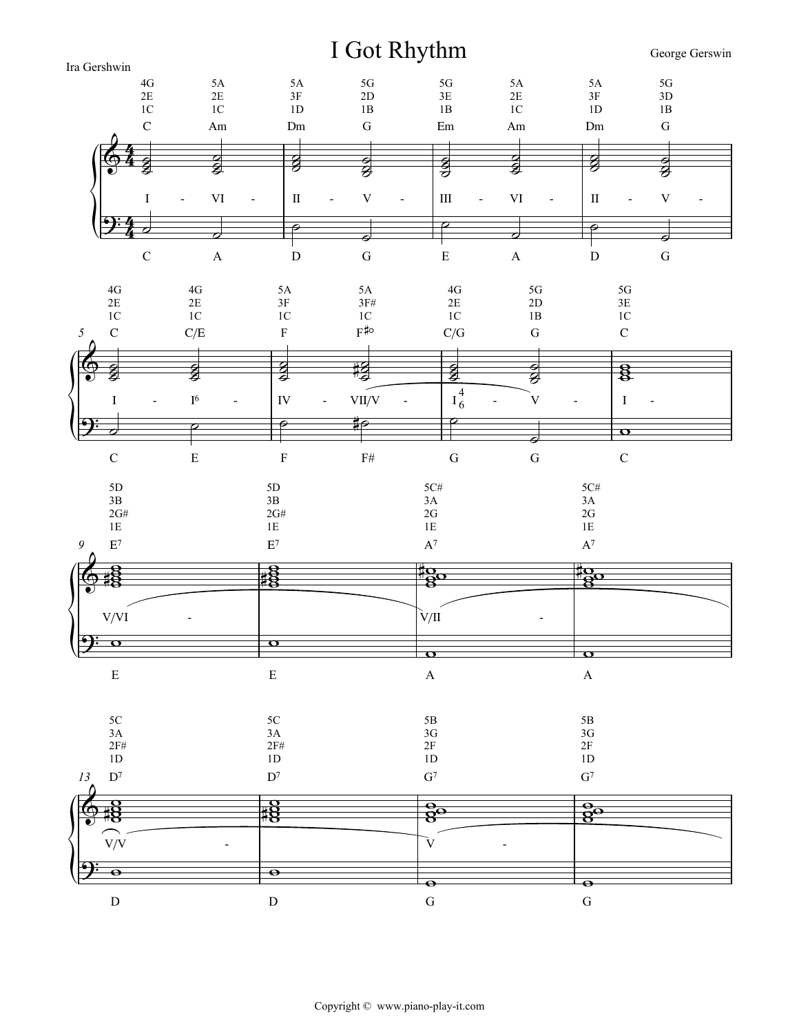# I Got Rhythm

Ira Gershwin

George Gerswin

| | | | | | | | |
|---|---|---|---|---|---|---|---|
| 4G<br>2E<br>1C | 5A<br>2E<br>1C | 5A<br>3F<br>1D | 5G<br>2D<br>1B | 5G<br>3E<br>1B | 5A<br>2E<br>1C | 5A<br>3F<br>1D | 5G<br>3D<br>1B |
| C | Am | Dm | G | Em | Am | Dm | G |
| I - | VI - | II - | V - | III - | VI - | II - | V - |
| C | A | D | G | E | A | D | G |

| | | | | | | |
|---|---|---|---|---|---|---|
| 4G<br>2E<br>1C | 4G<br>2E<br>1C | 5A<br>3F<br>1C | 5A<br>3F#<br>1C | 4G<br>2E<br>1C | 5G<br>2D<br>1B | 5G<br>3E<br>1C |
| C | C/E | F | F#° | C/G | G | C |
| I - | $I^6$ - | IV - | VII/V - | $I^4_6$ - | V - | I - |
| C | E | F | F# | G | G | C |

| | | | |
|---|---|---|---|
| 5D<br>3B<br>2G#<br>1E | 5D<br>3B<br>2G#<br>1E | 5C#<br>3A<br>2G<br>1E | 5C#<br>3A<br>2G<br>1E |
| $E^7$ | $E^7$ | $A^7$ | $A^7$ |
| V/VI - | | V/II - | |
| E | E | A | A |

| | | | |
|---|---|---|---|
| 5C<br>3A<br>2F#<br>1D | 5C<br>3A<br>2F#<br>1D | 5B<br>3G<br>2F<br>1D | 5B<br>3G<br>2F<br>1D |
| $D^7$ | $D^7$ | $G^7$ | $G^7$ |
| V/V - | | V - | |
| D | D | G | G |

Copyright © www.piano-play-it.com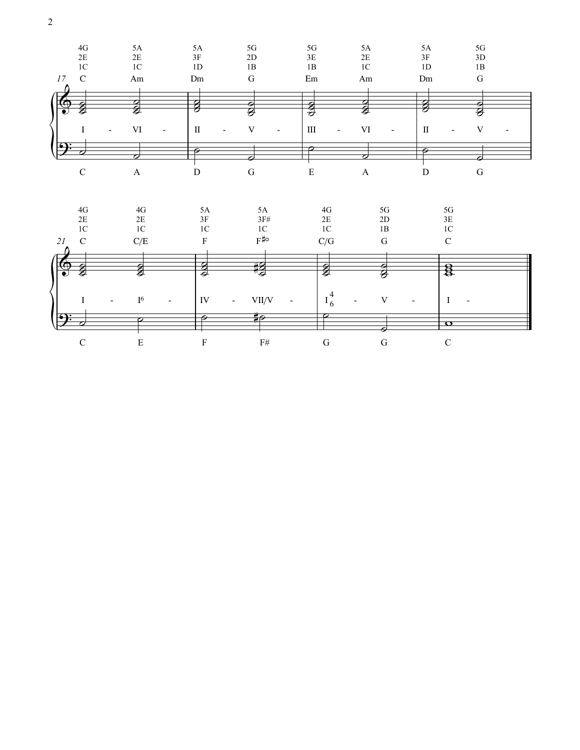17

4G 2E 1C — 5A 2E 1C — 5A 3F 1D — 5G 2D 1B — 5G 3E 1B — 5A 2E 1C — 5A 3F 1D — 5G 3D 1B

C Am Dm G Em Am Dm G

I - VI - II - V - III - VI - II - V -

C A D G E A D G

21

4G 2E 1C — 4G 2E 1C — 5A 3F 1C — 5A 3F# 1C — 4G 2E 1C — 5G 2D 1B — 5G 3E 1C

C C/E F F♯o C/G G C

I - $I^6$ - IV - VII/V - $I^4_6$ - V - I -

C E F F# G G C